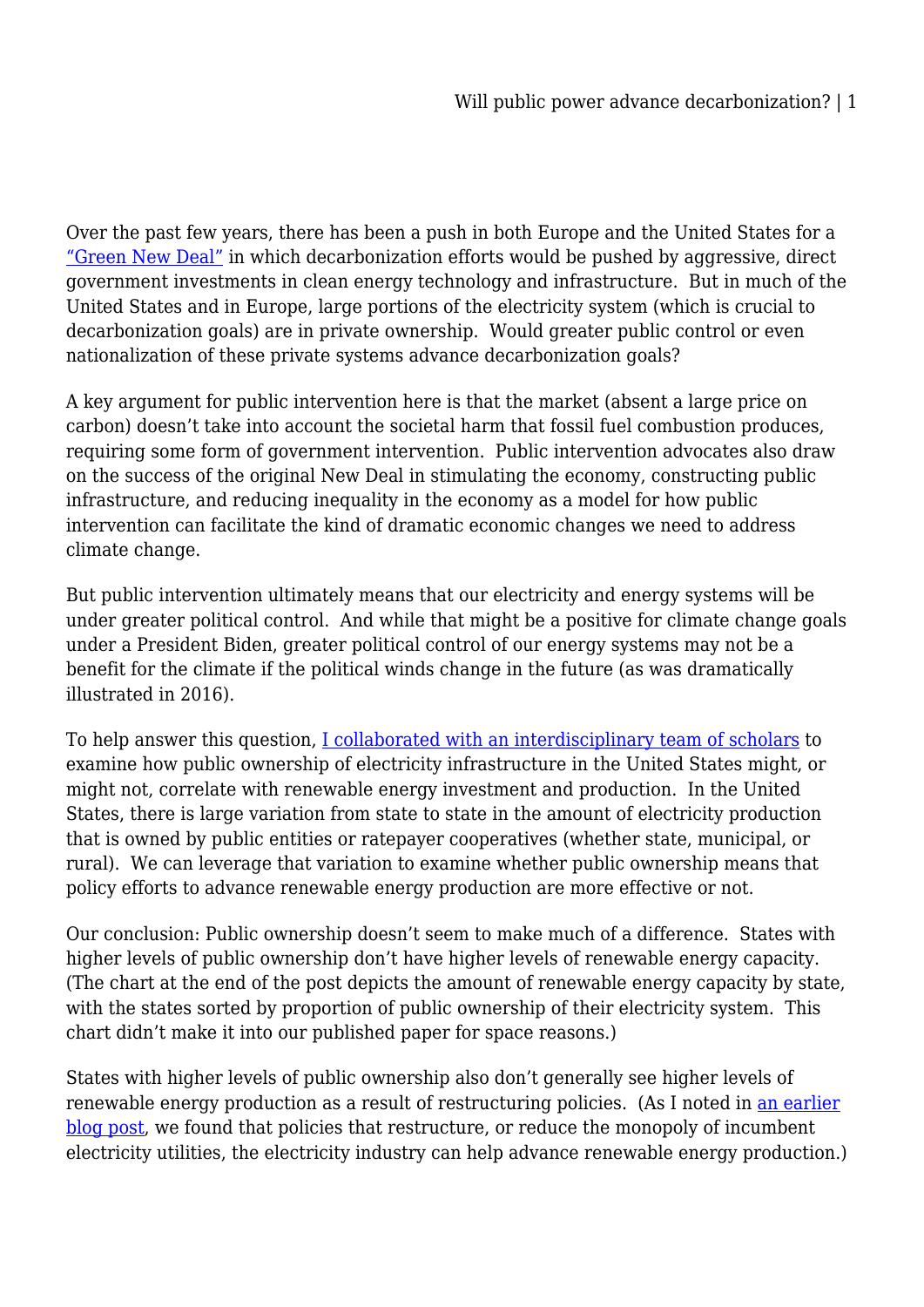Over the past few years, there has been a push in both Europe and the United States for a "Green New Deal" in which decarbonization efforts would be pushed by aggressive, direct government investments in clean energy technology and infrastructure. But in much of the United States and in Europe, large portions of the electricity system (which is crucial to decarbonization goals) are in private ownership. Would greater public control or even nationalization of these private systems advance decarbonization goals?

A key argument for public intervention here is that the market (absent a large price on carbon) doesn't take into account the societal harm that fossil fuel combustion produces, requiring some form of government intervention. Public intervention advocates also draw on the success of the original New Deal in stimulating the economy, constructing public infrastructure, and reducing inequality in the economy as a model for how public intervention can facilitate the kind of dramatic economic changes we need to address climate change.

But public intervention ultimately means that our electricity and energy systems will be under greater political control. And while that might be a positive for climate change goals under a President Biden, greater political control of our energy systems may not be a benefit for the climate if the political winds change in the future (as was dramatically illustrated in 2016).

To help answer this question, I collaborated with an interdisciplinary team of scholars to examine how public ownership of electricity infrastructure in the United States might, or might not, correlate with renewable energy investment and production. In the United States, there is large variation from state to state in the amount of electricity production that is owned by public entities or ratepayer cooperatives (whether state, municipal, or rural). We can leverage that variation to examine whether public ownership means that policy efforts to advance renewable energy production are more effective or not.

Our conclusion: Public ownership doesn't seem to make much of a difference. States with higher levels of public ownership don't have higher levels of renewable energy capacity. (The chart at the end of the post depicts the amount of renewable energy capacity by state, with the states sorted by proportion of public ownership of their electricity system. This chart didn't make it into our published paper for space reasons.)

States with higher levels of public ownership also don't generally see higher levels of renewable energy production as a result of restructuring policies. (As I noted in an earlier blog post, we found that policies that restructure, or reduce the monopoly of incumbent electricity utilities, the electricity industry can help advance renewable energy production.)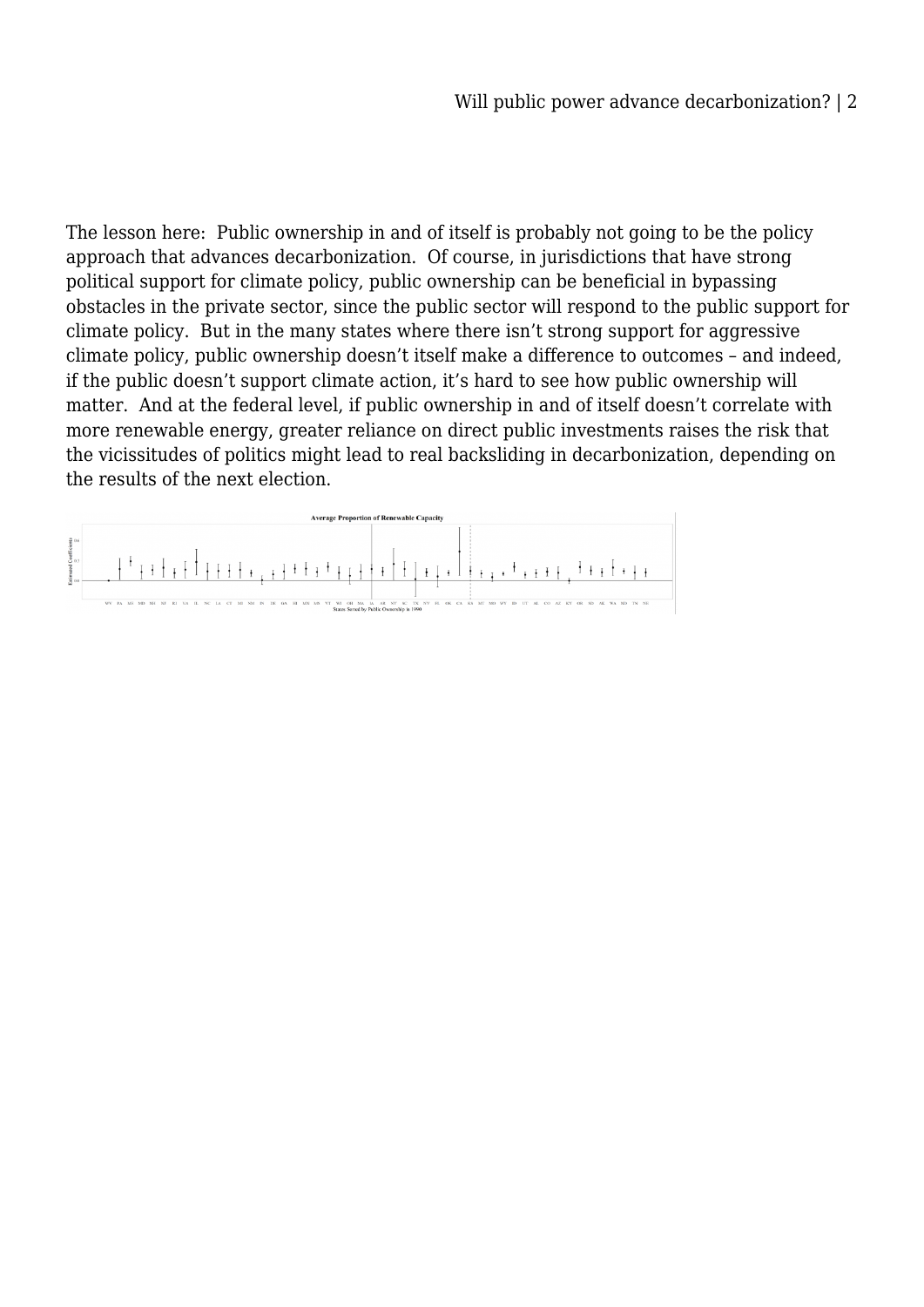The lesson here: Public ownership in and of itself is probably not going to be the policy approach that advances decarbonization. Of course, in jurisdictions that have strong political support for climate policy, public ownership can be beneficial in bypassing obstacles in the private sector, since the public sector will respond to the public support for climate policy. But in the many states where there isn't strong support for aggressive climate policy, public ownership doesn't itself make a difference to outcomes – and indeed, if the public doesn't support climate action, it's hard to see how public ownership will matter. And at the federal level, if public ownership in and of itself doesn't correlate with more renewable energy, greater reliance on direct public investments raises the risk that the vicissitudes of politics might lead to real backsliding in decarbonization, depending on the results of the next election.

Average Proportion of Renewable Capacity

Estimated Coefficients

States Served by Public Ownership in 1990